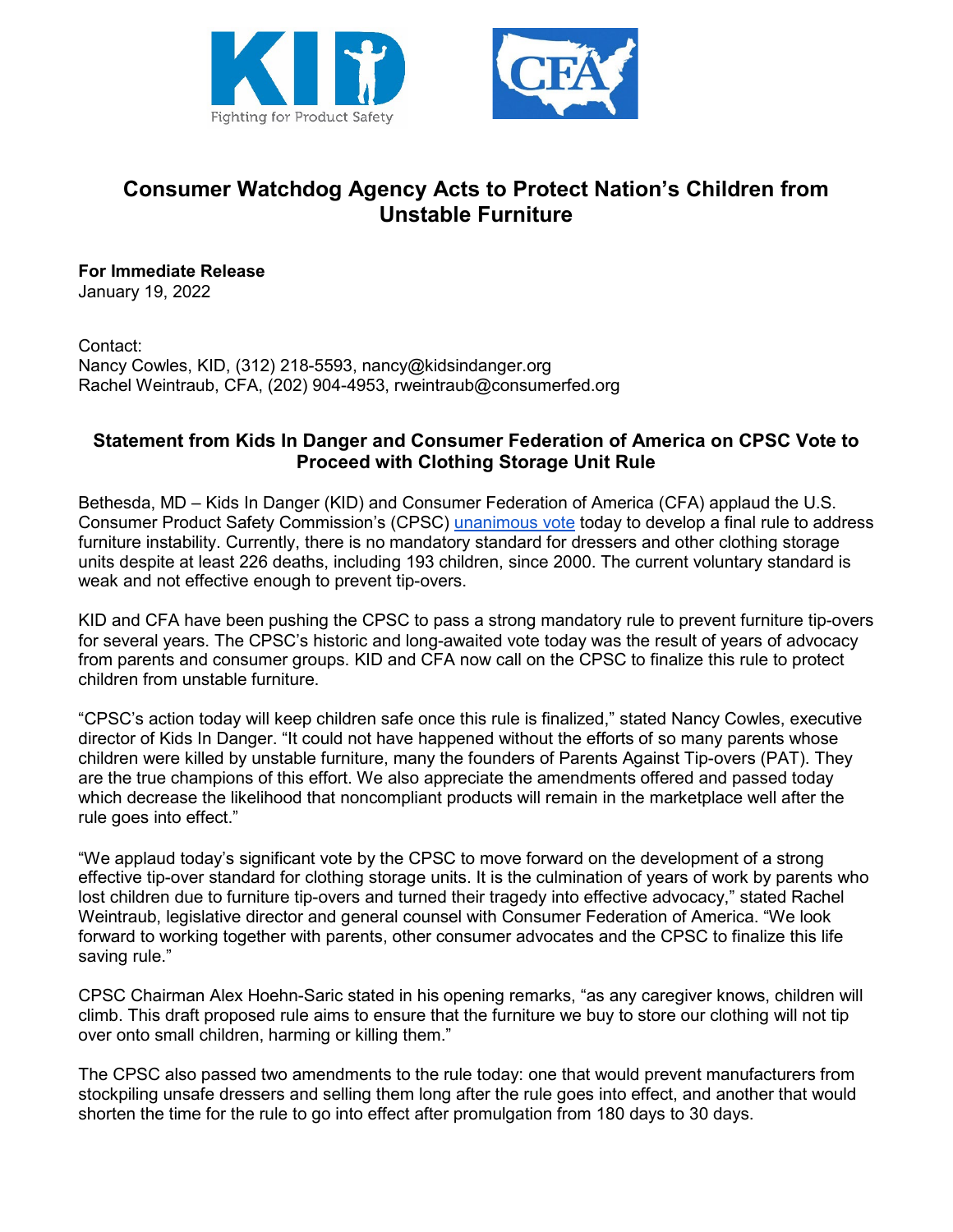# Consumer Watchdog Agency Acts to Protect Nation's Children from Unstable Furniture

**For Immediate Release**
January 19, 2022

Contact:
Nancy Cowles, KID, (312) 218-5593, nancy@kidsindanger.org
Rachel Weintraub, CFA, (202) 904-4953, rweintraub@consumerfed.org

## Statement from Kids In Danger and Consumer Federation of America on CPSC Vote to Proceed with Clothing Storage Unit Rule

Bethesda, MD – Kids In Danger (KID) and Consumer Federation of America (CFA) applaud the U.S. Consumer Product Safety Commission's (CPSC) unanimous vote today to develop a final rule to address furniture instability. Currently, there is no mandatory standard for dressers and other clothing storage units despite at least 226 deaths, including 193 children, since 2000. The current voluntary standard is weak and not effective enough to prevent tip-overs.

KID and CFA have been pushing the CPSC to pass a strong mandatory rule to prevent furniture tip-overs for several years. The CPSC's historic and long-awaited vote today was the result of years of advocacy from parents and consumer groups. KID and CFA now call on the CPSC to finalize this rule to protect children from unstable furniture.

"CPSC's action today will keep children safe once this rule is finalized," stated Nancy Cowles, executive director of Kids In Danger. "It could not have happened without the efforts of so many parents whose children were killed by unstable furniture, many the founders of Parents Against Tip-overs (PAT). They are the true champions of this effort. We also appreciate the amendments offered and passed today which decrease the likelihood that noncompliant products will remain in the marketplace well after the rule goes into effect."

"We applaud today's significant vote by the CPSC to move forward on the development of a strong effective tip-over standard for clothing storage units. It is the culmination of years of work by parents who lost children due to furniture tip-overs and turned their tragedy into effective advocacy," stated Rachel Weintraub, legislative director and general counsel with Consumer Federation of America. "We look forward to working together with parents, other consumer advocates and the CPSC to finalize this life saving rule."

CPSC Chairman Alex Hoehn-Saric stated in his opening remarks, "as any caregiver knows, children will climb. This draft proposed rule aims to ensure that the furniture we buy to store our clothing will not tip over onto small children, harming or killing them."

The CPSC also passed two amendments to the rule today: one that would prevent manufacturers from stockpiling unsafe dressers and selling them long after the rule goes into effect, and another that would shorten the time for the rule to go into effect after promulgation from 180 days to 30 days.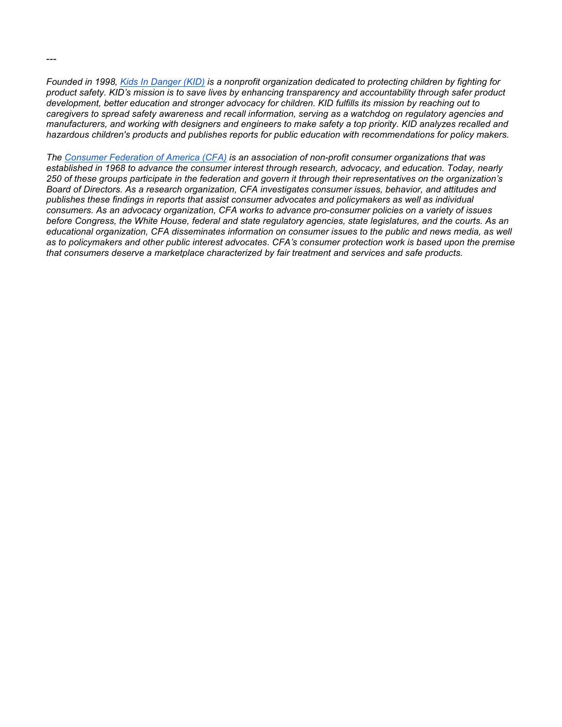---

*Founded in 1998, [Kids In Danger (KID)]() is a nonprofit organization dedicated to protecting children by fighting for product safety. KID's mission is to save lives by enhancing transparency and accountability through safer product development, better education and stronger advocacy for children. KID fulfills its mission by reaching out to caregivers to spread safety awareness and recall information, serving as a watchdog on regulatory agencies and manufacturers, and working with designers and engineers to make safety a top priority. KID analyzes recalled and hazardous children's products and publishes reports for public education with recommendations for policy makers.*

*The [Consumer Federation of America (CFA)]() is an association of non-profit consumer organizations that was established in 1968 to advance the consumer interest through research, advocacy, and education. Today, nearly 250 of these groups participate in the federation and govern it through their representatives on the organization's Board of Directors. As a research organization, CFA investigates consumer issues, behavior, and attitudes and publishes these findings in reports that assist consumer advocates and policymakers as well as individual consumers. As an advocacy organization, CFA works to advance pro-consumer policies on a variety of issues before Congress, the White House, federal and state regulatory agencies, state legislatures, and the courts. As an educational organization, CFA disseminates information on consumer issues to the public and news media, as well as to policymakers and other public interest advocates. CFA's consumer protection work is based upon the premise that consumers deserve a marketplace characterized by fair treatment and services and safe products.*